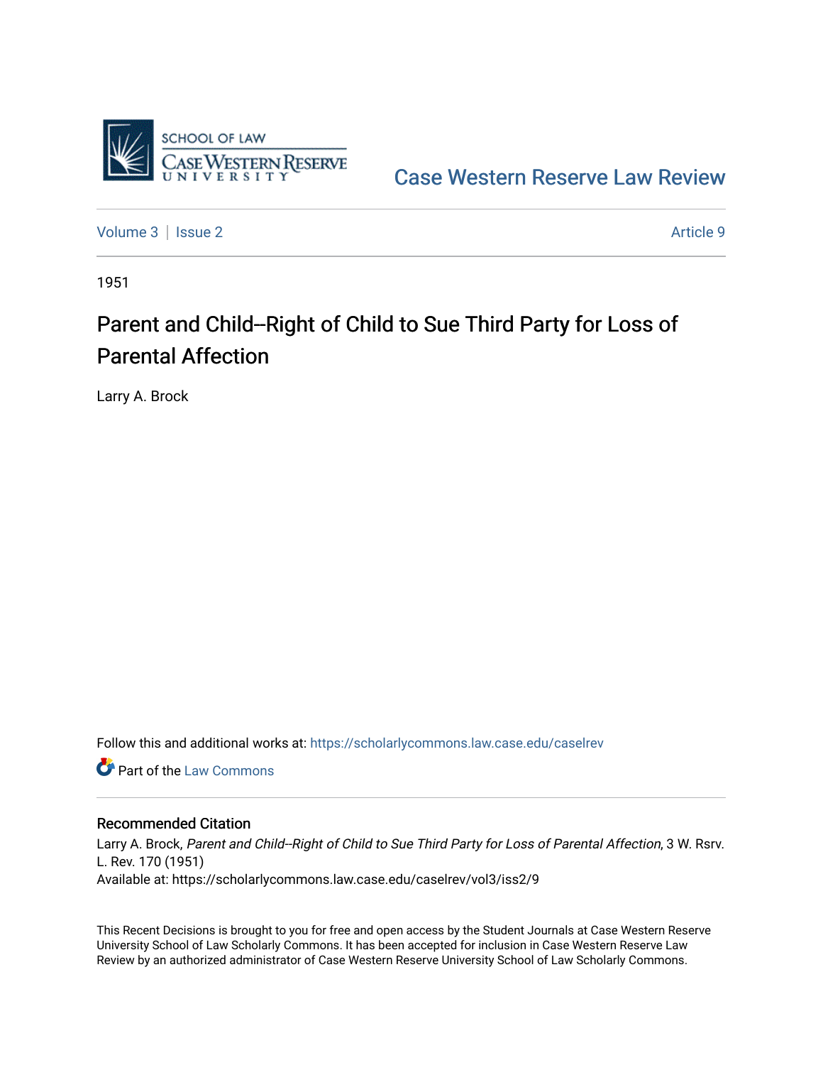Case Western Reserve Law Review

Volume 3 | Issue 2 | Article 9

1951

# Parent and Child--Right of Child to Sue Third Party for Loss of Parental Affection

Larry A. Brock

Follow this and additional works at: https://scholarlycommons.law.case.edu/caselrev

Part of the Law Commons

## Recommended Citation

Larry A. Brock, *Parent and Child--Right of Child to Sue Third Party for Loss of Parental Affection*, 3 W. Rsrv. L. Rev. 170 (1951)
Available at: https://scholarlycommons.law.case.edu/caselrev/vol3/iss2/9

This Recent Decisions is brought to you for free and open access by the Student Journals at Case Western Reserve University School of Law Scholarly Commons. It has been accepted for inclusion in Case Western Reserve Law Review by an authorized administrator of Case Western Reserve University School of Law Scholarly Commons.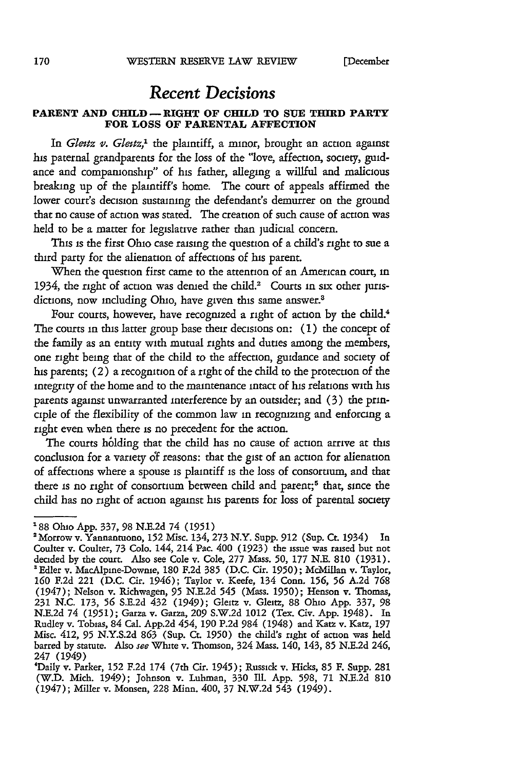# Recent Decisions

### PARENT AND CHILD — RIGHT OF CHILD TO SUE THIRD PARTY FOR LOSS OF PARENTAL AFFECTION

In *Gleitz v. Gleitz*,[1] the plaintiff, a minor, brought an action against his paternal grandparents for the loss of the "love, affection, society, guidance and companionship" of his father, alleging a willful and malicious breaking up of the plaintiff's home. The court of appeals affirmed the lower court's decision sustaining the defendant's demurrer on the ground that no cause of action was stated. The creation of such cause of action was held to be a matter for legislative rather than judicial concern.

This is the first Ohio case raising the question of a child's right to sue a third party for the alienation of affections of his parent.

When the question first came to the attention of an American court, in 1934, the right of action was denied the child.[2] Courts in six other jurisdictions, now including Ohio, have given this same answer.[3]

Four courts, however, have recognized a right of action by the child.[4] The courts in this latter group base their decisions on: (1) the concept of the family as an entity with mutual rights and duties among the members, one right being that of the child to the affection, guidance and society of his parents; (2) a recognition of a right of the child to the protection of the integrity of the home and to the maintenance intact of his relations with his parents against unwarranted interference by an outsider; and (3) the principle of the flexibility of the common law in recognizing and enforcing a right even when there is no precedent for the action.

The courts holding that the child has no cause of action arrive at this conclusion for a variety of reasons: that the gist of an action for alienation of affections where a spouse is plaintiff is the loss of consortium, and that there is no right of consortium between child and parent;[5] that, since the child has no right of action against his parents for loss of parental society

---

[1] 88 Ohio App. 337, 98 N.E.2d 74 (1951)

[2] Morrow v. Yannantuono, 152 Misc. 134, 273 N.Y. Supp. 912 (Sup. Ct. 1934) In Coulter v. Coulter, 73 Colo. 144, 214 Pac. 400 (1923) the issue was raised but not decided by the court. Also see Cole v. Cole, 277 Mass. 50, 177 N.E. 810 (1931).

[3] Edler v. MacAlpine-Downie, 180 F.2d 385 (D.C. Cir. 1950); McMillan v. Taylor, 160 F.2d 221 (D.C. Cir. 1946); Taylor v. Keefe, 134 Conn. 156, 56 A.2d 768 (1947); Nelson v. Richwagen, 95 N.E.2d 545 (Mass. 1950); Henson v. Thomas, 231 N.C. 173, 56 S.E.2d 432 (1949); Gleitz v. Gleitz, 88 Ohio App. 337, 98 N.E.2d 74 (1951); Garza v. Garza, 209 S.W.2d 1012 (Tex. Civ. App. 1948). In Rudley v. Tobias, 84 Cal. App.2d 454, 190 P.2d 984 (1948) and Katz v. Katz, 197 Misc. 412, 95 N.Y.S.2d 863 (Sup. Ct. 1950) the child's right of action was held barred by statute. Also *see* White v. Thomson, 324 Mass. 140, 143, 85 N.E.2d 246, 247 (1949)

[4] Daily v. Parker, 152 F.2d 174 (7th Cir. 1945); Russick v. Hicks, 85 F. Supp. 281 (W.D. Mich. 1949); Johnson v. Luhman, 330 Ill. App. 598, 71 N.E.2d 810 (1947); Miller v. Monsen, 228 Minn. 400, 37 N.W.2d 543 (1949).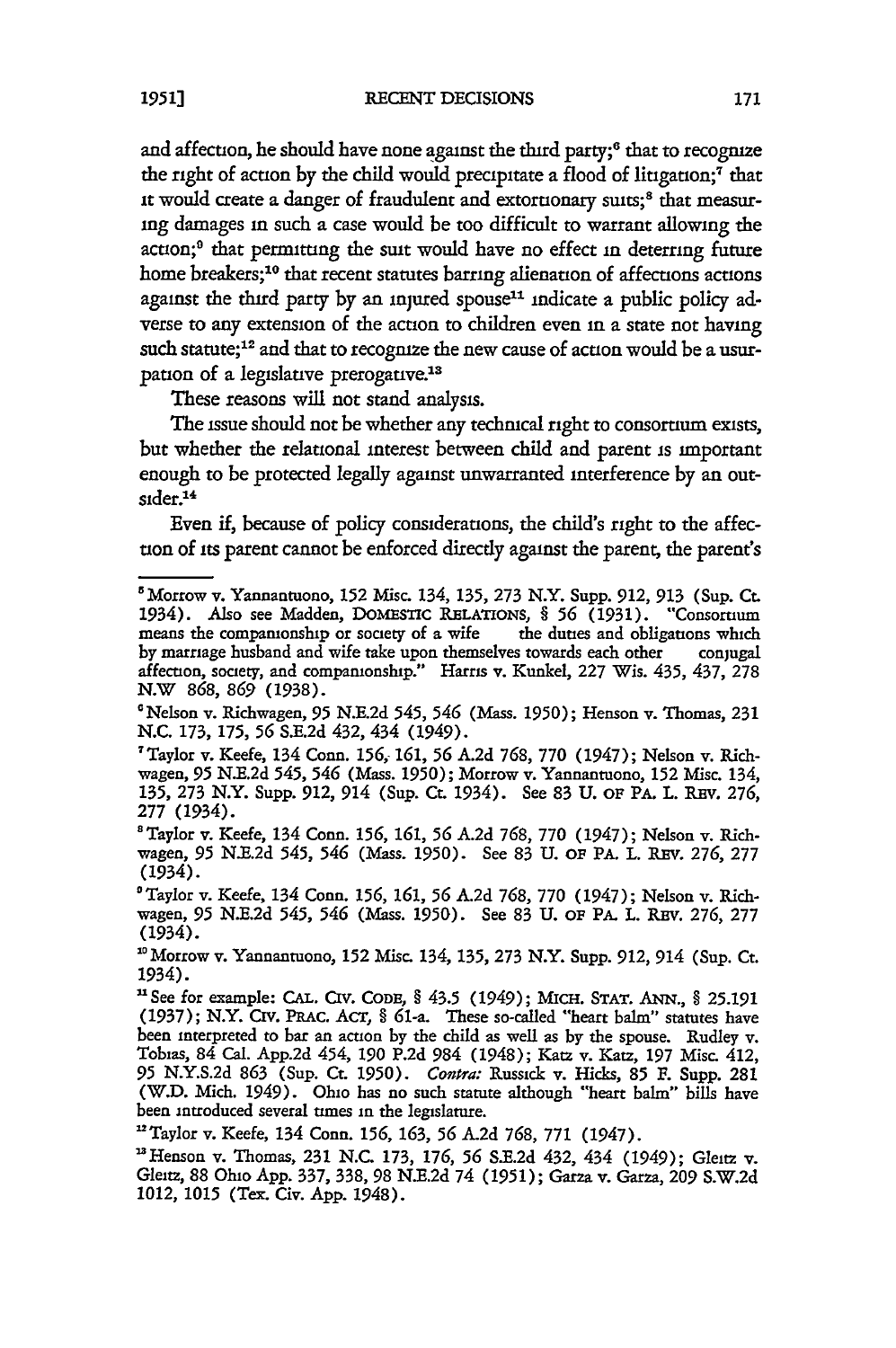and affection, he should have none against the third party;[6] that to recognize the right of action by the child would precipitate a flood of litigation;[7] that it would create a danger of fraudulent and extortionary suits;[8] that measuring damages in such a case would be too difficult to warrant allowing the action;[9] that permitting the suit would have no effect in deterring future home breakers;[10] that recent statutes barring alienation of affections actions against the third party by an injured spouse[11] indicate a public policy adverse to any extension of the action to children even in a state not having such statute;[12] and that to recognize the new cause of action would be a usurpation of a legislative prerogative.[13]

These reasons will not stand analysis.

The issue should not be whether any technical right to consortium exists, but whether the relational interest between child and parent is important enough to be protected legally against unwarranted interference by an outsider.[14]

Even if, because of policy considerations, the child's right to the affection of its parent cannot be enforced directly against the parent, the parent's

---

[5] Morrow v. Yannantuono, 152 Misc. 134, 135, 273 N.Y. Supp. 912, 913 (Sup. Ct. 1934). Also see Madden, DOMESTIC RELATIONS, § 56 (1931). "Consortium means the companionship or society of a wife the duties and obligations which by marriage husband and wife take upon themselves towards each other conjugal affection, society, and companionship." Harris v. Kunkel, 227 Wis. 435, 437, 278 N.W 868, 869 (1938).

[6] Nelson v. Richwagen, 95 N.E.2d 545, 546 (Mass. 1950); Henson v. Thomas, 231 N.C. 173, 175, 56 S.E.2d 432, 434 (1949).

[7] Taylor v. Keefe, 134 Conn. 156, 161, 56 A.2d 768, 770 (1947); Nelson v. Richwagen, 95 N.E.2d 545, 546 (Mass. 1950); Morrow v. Yannantuono, 152 Misc. 134, 135, 273 N.Y. Supp. 912, 914 (Sup. Ct. 1934). See 83 U. OF PA. L. REV. 276, 277 (1934).

[8] Taylor v. Keefe, 134 Conn. 156, 161, 56 A.2d 768, 770 (1947); Nelson v. Richwagen, 95 N.E.2d 545, 546 (Mass. 1950). See 83 U. OF PA. L. REV. 276, 277 (1934).

[9] Taylor v. Keefe, 134 Conn. 156, 161, 56 A.2d 768, 770 (1947); Nelson v. Richwagen, 95 N.E.2d 545, 546 (Mass. 1950). See 83 U. OF PA. L. REV. 276, 277 (1934).

[10] Morrow v. Yannantuono, 152 Misc. 134, 135, 273 N.Y. Supp. 912, 914 (Sup. Ct. 1934).

[11] See for example: CAL. CIV. CODE, § 43.5 (1949); MICH. STAT. ANN., § 25.191 (1937); N.Y. CIV. PRAC. ACT, § 61-a. These so-called "heart balm" statutes have been interpreted to bar an action by the child as well as by the spouse. Rudley v. Tobias, 84 Cal. App.2d 454, 190 P.2d 984 (1948); Katz v. Katz, 197 Misc. 412, 95 N.Y.S.2d 863 (Sup. Ct. 1950). *Contra:* Russick v. Hicks, 85 F. Supp. 281 (W.D. Mich. 1949). Ohio has no such statute although "heart balm" bills have been introduced several times in the legislature.

[12] Taylor v. Keefe, 134 Conn. 156, 163, 56 A.2d 768, 771 (1947).

[13] Henson v. Thomas, 231 N.C. 173, 176, 56 S.E.2d 432, 434 (1949); Gleitz v. Gleitz, 88 Ohio App. 337, 338, 98 N.E.2d 74 (1951); Garza v. Garza, 209 S.W.2d 1012, 1015 (Tex. Civ. App. 1948).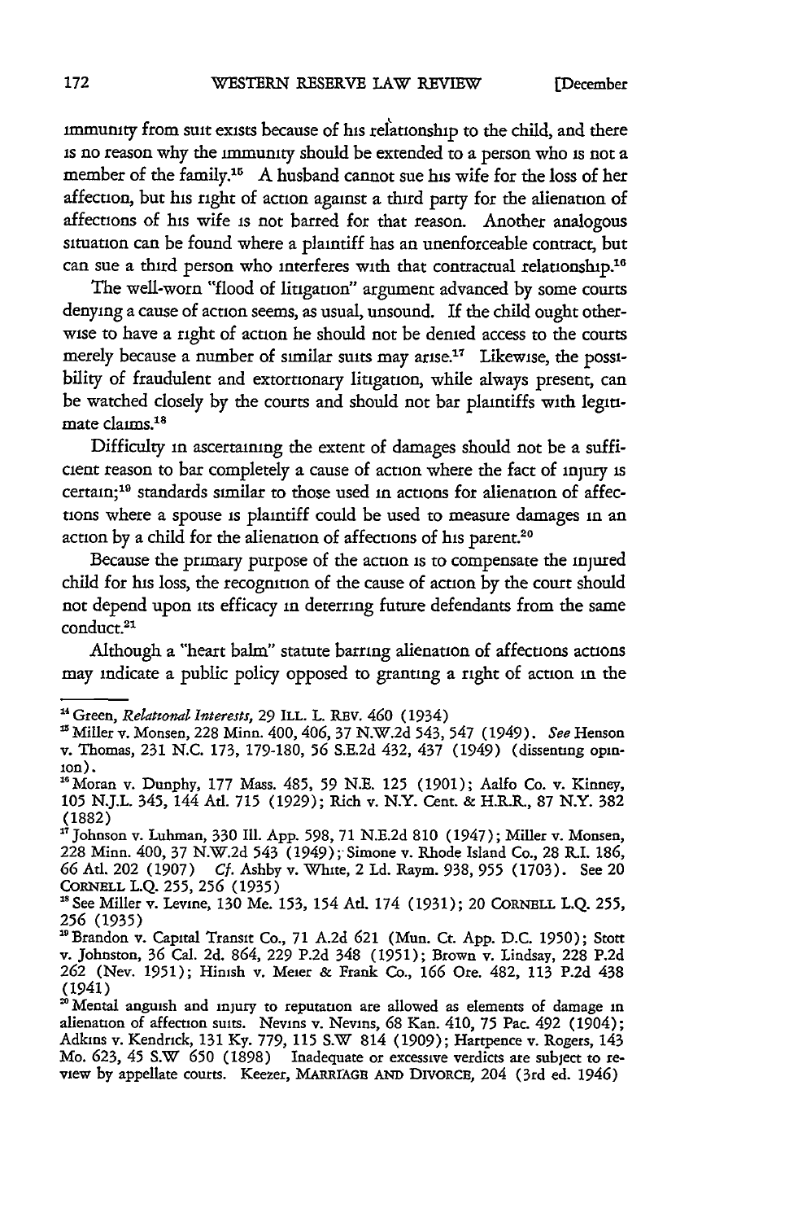immunity from suit exists because of his relationship to the child, and there is no reason why the immunity should be extended to a person who is not a member of the family.[15] A husband cannot sue his wife for the loss of her affection, but his right of action against a third party for the alienation of affections of his wife is not barred for that reason. Another analogous situation can be found where a plaintiff has an unenforceable contract, but can sue a third person who interferes with that contractual relationship.[16]

The well-worn "flood of litigation" argument advanced by some courts denying a cause of action seems, as usual, unsound. If the child ought otherwise to have a right of action he should not be denied access to the courts merely because a number of similar suits may arise.[17] Likewise, the possibility of fraudulent and extortionary litigation, while always present, can be watched closely by the courts and should not bar plaintiffs with legitimate claims.[18]

Difficulty in ascertaining the extent of damages should not be a sufficient reason to bar completely a cause of action where the fact of injury is certain;[19] standards similar to those used in actions for alienation of affections where a spouse is plaintiff could be used to measure damages in an action by a child for the alienation of affections of his parent.[20]

Because the primary purpose of the action is to compensate the injured child for his loss, the recognition of the cause of action by the court should not depend upon its efficacy in deterring future defendants from the same conduct.[21]

Although a "heart balm" statute barring alienation of affections actions may indicate a public policy opposed to granting a right of action in the

---

[14] Green, *Relational Interests*, 29 ILL. L. REV. 460 (1934)

[15] Miller v. Monsen, 228 Minn. 400, 406, 37 N.W.2d 543, 547 (1949). *See* Henson v. Thomas, 231 N.C. 173, 179-180, 56 S.E.2d 432, 437 (1949) (dissenting opinion).

[16] Moran v. Dunphy, 177 Mass. 485, 59 N.E. 125 (1901); Aalfo Co. v. Kinney, 105 N.J.L. 345, 144 Atl. 715 (1929); Rich v. N.Y. Cent. & H.R.R., 87 N.Y. 382 (1882)

[17] Johnson v. Luhman, 330 Ill. App. 598, 71 N.E.2d 810 (1947); Miller v. Monsen, 228 Minn. 400, 37 N.W.2d 543 (1949); Simone v. Rhode Island Co., 28 R.I. 186, 66 Atl. 202 (1907) *Cf.* Ashby v. White, 2 Ld. Raym. 938, 955 (1703). See 20 CORNELL L.Q. 255, 256 (1935)

[18] See Miller v. Levine, 130 Me. 153, 154 Atl. 174 (1931); 20 CORNELL L.Q. 255, 256 (1935)

[19] Brandon v. Capital Transit Co., 71 A.2d 621 (Mun. Ct. App. D.C. 1950); Stott v. Johnston, 36 Cal. 2d. 864, 229 P.2d 348 (1951); Brown v. Lindsay, 228 P.2d 262 (Nev. 1951); Hinish v. Meier & Frank Co., 166 Ore. 482, 113 P.2d 438 (1941)

[20] Mental anguish and injury to reputation are allowed as elements of damage in alienation of affection suits. Nevins v. Nevins, 68 Kan. 410, 75 Pac. 492 (1904); Adkins v. Kendrick, 131 Ky. 779, 115 S.W 814 (1909); Hartpence v. Rogers, 143 Mo. 623, 45 S.W 650 (1898) Inadequate or excessive verdicts are subject to review by appellate courts. Keezer, MARRIAGE AND DIVORCE, 204 (3rd ed. 1946)